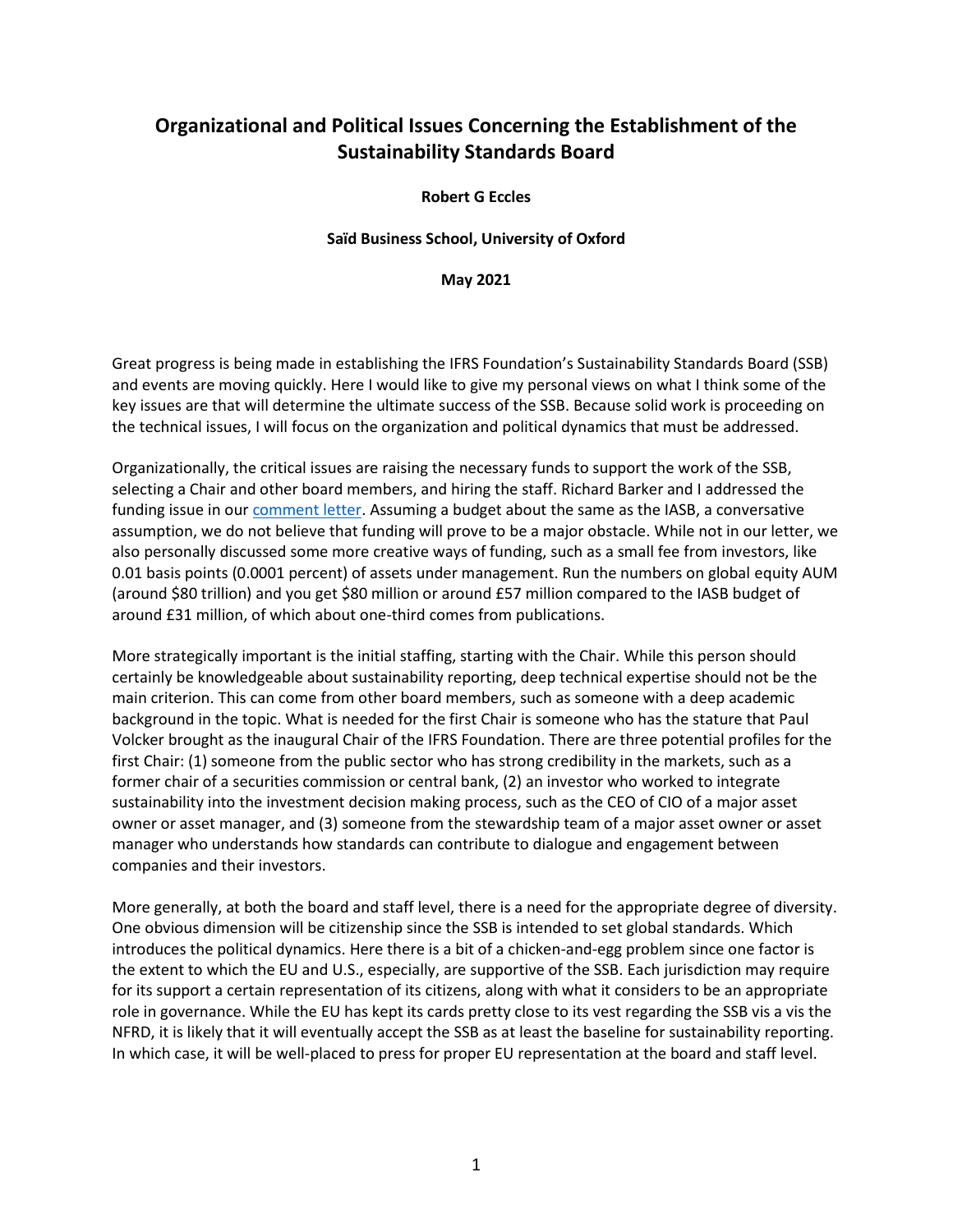# Organizational and Political Issues Concerning the Establishment of the Sustainability Standards Board

**Robert G Eccles**

**Saïd Business School, University of Oxford**

**May 2021**

Great progress is being made in establishing the IFRS Foundation's Sustainability Standards Board (SSB) and events are moving quickly. Here I would like to give my personal views on what I think some of the key issues are that will determine the ultimate success of the SSB. Because solid work is proceeding on the technical issues, I will focus on the organization and political dynamics that must be addressed.

Organizationally, the critical issues are raising the necessary funds to support the work of the SSB, selecting a Chair and other board members, and hiring the staff. Richard Barker and I addressed the funding issue in our comment letter. Assuming a budget about the same as the IASB, a conversative assumption, we do not believe that funding will prove to be a major obstacle. While not in our letter, we also personally discussed some more creative ways of funding, such as a small fee from investors, like 0.01 basis points (0.0001 percent) of assets under management. Run the numbers on global equity AUM (around $80 trillion) and you get $80 million or around £57 million compared to the IASB budget of around £31 million, of which about one-third comes from publications.

More strategically important is the initial staffing, starting with the Chair. While this person should certainly be knowledgeable about sustainability reporting, deep technical expertise should not be the main criterion. This can come from other board members, such as someone with a deep academic background in the topic. What is needed for the first Chair is someone who has the stature that Paul Volcker brought as the inaugural Chair of the IFRS Foundation. There are three potential profiles for the first Chair: (1) someone from the public sector who has strong credibility in the markets, such as a former chair of a securities commission or central bank, (2) an investor who worked to integrate sustainability into the investment decision making process, such as the CEO of CIO of a major asset owner or asset manager, and (3) someone from the stewardship team of a major asset owner or asset manager who understands how standards can contribute to dialogue and engagement between companies and their investors.

More generally, at both the board and staff level, there is a need for the appropriate degree of diversity. One obvious dimension will be citizenship since the SSB is intended to set global standards. Which introduces the political dynamics. Here there is a bit of a chicken-and-egg problem since one factor is the extent to which the EU and U.S., especially, are supportive of the SSB. Each jurisdiction may require for its support a certain representation of its citizens, along with what it considers to be an appropriate role in governance. While the EU has kept its cards pretty close to its vest regarding the SSB vis a vis the NFRD, it is likely that it will eventually accept the SSB as at least the baseline for sustainability reporting. In which case, it will be well-placed to press for proper EU representation at the board and staff level.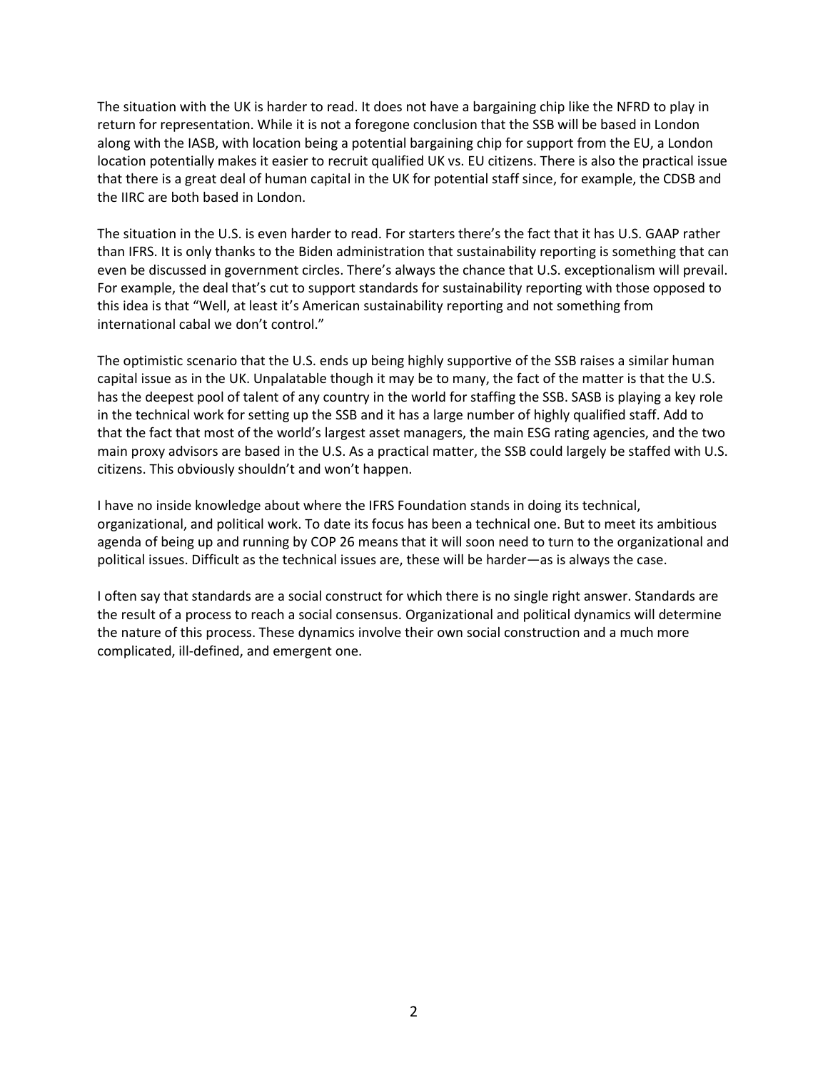The situation with the UK is harder to read. It does not have a bargaining chip like the NFRD to play in return for representation. While it is not a foregone conclusion that the SSB will be based in London along with the IASB, with location being a potential bargaining chip for support from the EU, a London location potentially makes it easier to recruit qualified UK vs. EU citizens. There is also the practical issue that there is a great deal of human capital in the UK for potential staff since, for example, the CDSB and the IIRC are both based in London.

The situation in the U.S. is even harder to read. For starters there's the fact that it has U.S. GAAP rather than IFRS. It is only thanks to the Biden administration that sustainability reporting is something that can even be discussed in government circles. There's always the chance that U.S. exceptionalism will prevail. For example, the deal that's cut to support standards for sustainability reporting with those opposed to this idea is that "Well, at least it's American sustainability reporting and not something from international cabal we don't control."

The optimistic scenario that the U.S. ends up being highly supportive of the SSB raises a similar human capital issue as in the UK. Unpalatable though it may be to many, the fact of the matter is that the U.S. has the deepest pool of talent of any country in the world for staffing the SSB. SASB is playing a key role in the technical work for setting up the SSB and it has a large number of highly qualified staff. Add to that the fact that most of the world's largest asset managers, the main ESG rating agencies, and the two main proxy advisors are based in the U.S. As a practical matter, the SSB could largely be staffed with U.S. citizens. This obviously shouldn't and won't happen.

I have no inside knowledge about where the IFRS Foundation stands in doing its technical, organizational, and political work. To date its focus has been a technical one. But to meet its ambitious agenda of being up and running by COP 26 means that it will soon need to turn to the organizational and political issues. Difficult as the technical issues are, these will be harder—as is always the case.

I often say that standards are a social construct for which there is no single right answer. Standards are the result of a process to reach a social consensus. Organizational and political dynamics will determine the nature of this process. These dynamics involve their own social construction and a much more complicated, ill-defined, and emergent one.